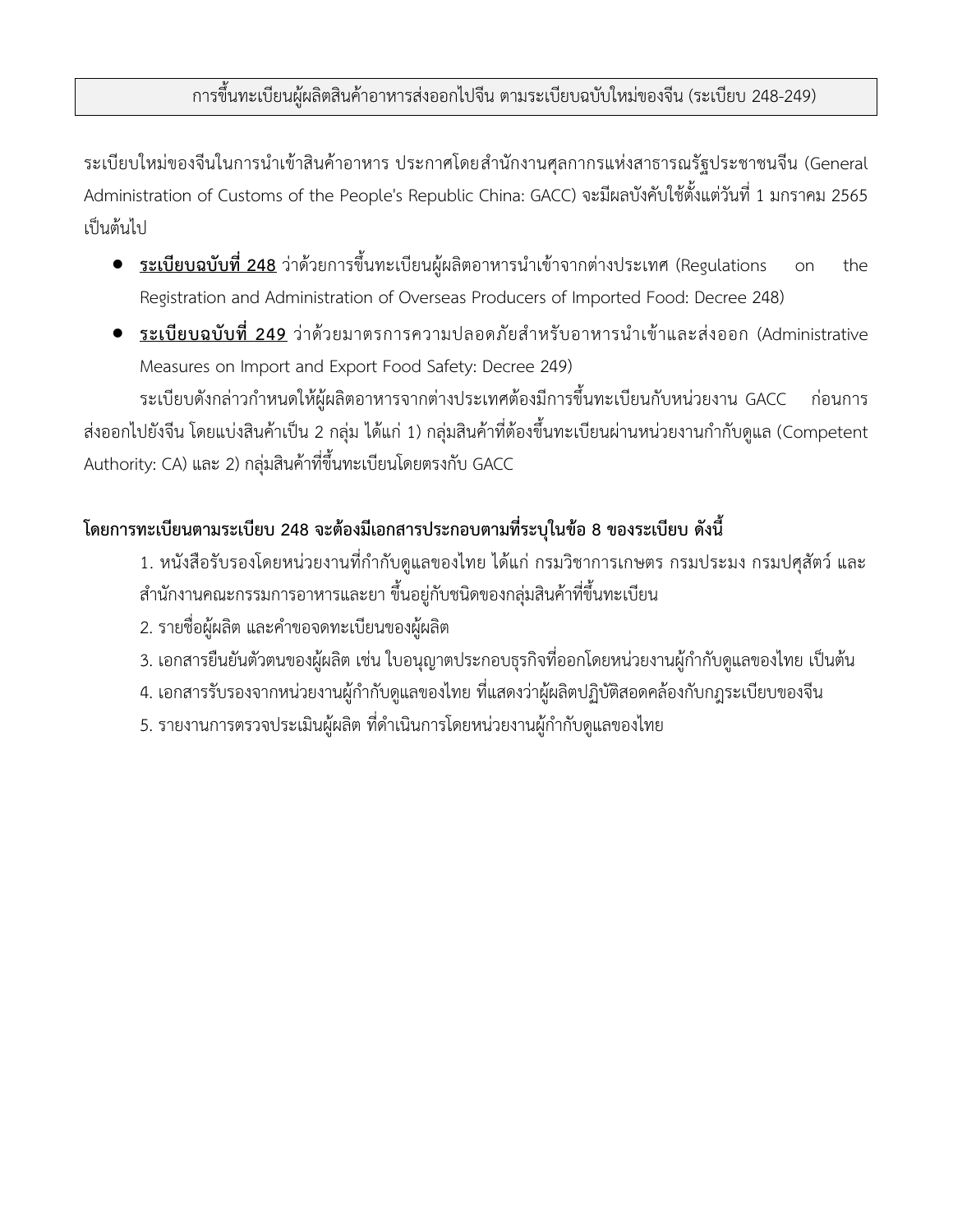# การขึ้นทะเบียนผู้ผลิตสินค้าอาหารส่งออกไปจีน ตามระเบียบฉบับใหม่ของจีน (ระเบียบ 248-249)

ระเบียบใหม่ของจีนในการนำเข้าสินค้าอาหาร ประกาศโดยสำนักงานศุลกากรแห่งสาธารณรัฐประชาชนจีน (General Administration of Customs of the People's Republic China: GACC) จะมีผลบังคับใช้ตั้งแต่วันที่ 1 มกราคม 2565 เป็นต้นไป

- **<u>ระเบียบฉบับที่ 248</u>** ว่าด้วยการขึ้นทะเบียนผู้ผลิตอาหารนำเข้าจากต่างประเทศ (Regulations on the Registration and Administration of Overseas Producers of Imported Food: Decree 248)
- **<u>ระเบียบฉบับที่ 249</u>** ว่าด้วยมาตรการความปลอดภัยสำหรับอาหารนำเข้าและส่งออก (Administrative Measures on Import and Export Food Safety: Decree 249)

ระเบียบดังกล่าวกำหนดให้ผู้ผลิตอาหารจากต่างประเทศต้องมีการขึ้นทะเบียนกับหน่วยงาน GACC ก่อนการส่งออกไปยังจีน โดยแบ่งสินค้าเป็น 2 กลุ่ม ได้แก่ 1) กลุ่มสินค้าที่ต้องขึ้นทะเบียนผ่านหน่วยงานกำกับดูแล (Competent Authority: CA) และ 2) กลุ่มสินค้าที่ขึ้นทะเบียนโดยตรงกับ GACC

**โดยการทะเบียนตามระเบียบ 248 จะต้องมีเอกสารประกอบตามที่ระบุในข้อ 8 ของระเบียบ ดังนี้**

1. หนังสือรับรองโดยหน่วยงานที่กำกับดูแลของไทย ได้แก่ กรมวิชาการเกษตร กรมประมง กรมปศุสัตว์ และสำนักงานคณะกรรมการอาหารและยา ขึ้นอยู่กับชนิดของกลุ่มสินค้าที่ขึ้นทะเบียน
2. รายชื่อผู้ผลิต และคำขอจดทะเบียนของผู้ผลิต
3. เอกสารยืนยันตัวตนของผู้ผลิต เช่น ใบอนุญาตประกอบธุรกิจที่ออกโดยหน่วยงานผู้กำกับดูแลของไทย เป็นต้น
4. เอกสารรับรองจากหน่วยงานผู้กำกับดูแลของไทย ที่แสดงว่าผู้ผลิตปฏิบัติสอดคล้องกับกฎระเบียบของจีน
5. รายงานการตรวจประเมินผู้ผลิต ที่ดำเนินการโดยหน่วยงานผู้กำกับดูแลของไทย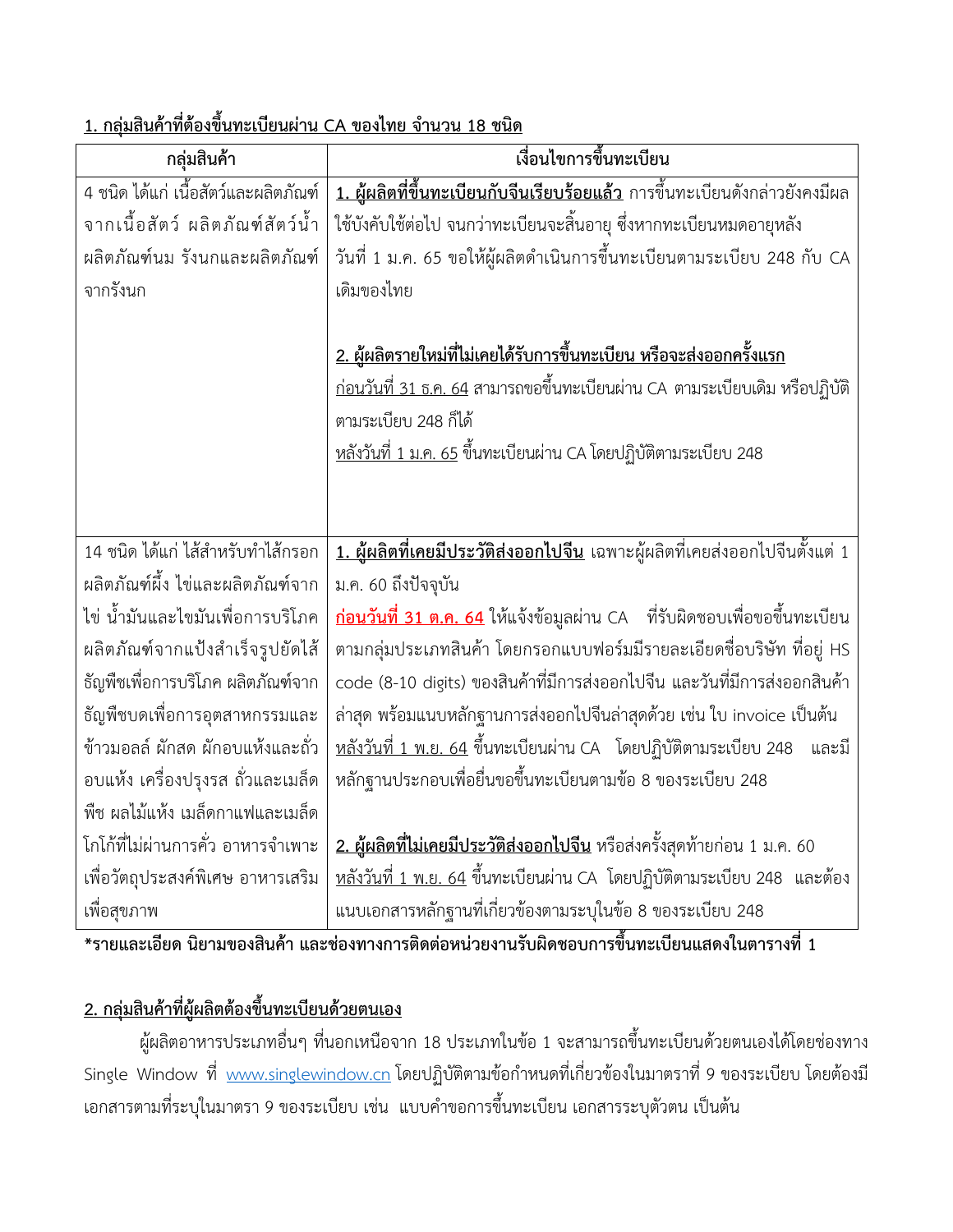**<u>1. กลุ่มสินค้าที่ต้องขึ้นทะเบียนผ่าน CA ของไทย จำนวน 18 ชนิด</u>**

| กลุ่มสินค้า | เงื่อนไขการขึ้นทะเบียน |
|---|---|
| 4 ชนิด ได้แก่ เนื้อสัตว์และผลิตภัณฑ์จากเนื้อสัตว์ ผลิตภัณฑ์สัตว์น้ำ ผลิตภัณฑ์นม รังนกและผลิตภัณฑ์จากรังนก | **<u>1. ผู้ผลิตที่ขึ้นทะเบียนกับจีนเรียบร้อยแล้ว</u>** การขึ้นทะเบียนดังกล่าวยังคงมีผลใช้บังคับใช้ต่อไป จนกว่าทะเบียนจะสิ้นอายุ ซึ่งหากทะเบียนหมดอายุหลังวันที่ 1 ม.ค. 65 ขอให้ผู้ผลิตดำเนินการขึ้นทะเบียนตามระเบียบ 248 กับ CA เดิมของไทย<br><br>**<u>2. ผู้ผลิตรายใหม่ที่ไม่เคยได้รับการขึ้นทะเบียน หรือจะส่งออกครั้งแรก</u>**<br><u>ก่อนวันที่ 31 ธ.ค. 64</u> สามารถขอขึ้นทะเบียนผ่าน CA ตามระเบียบเดิม หรือปฏิบัติตามระเบียบ 248 ก็ได้<br><u>หลังวันที่ 1 ม.ค. 65</u> ขึ้นทะเบียนผ่าน CA โดยปฏิบัติตามระเบียบ 248 |
| 14 ชนิด ได้แก่ ไส้สำหรับทำไส้กรอก ผลิตภัณฑ์ผึ้ง ไข่และผลิตภัณฑ์จากไข่ น้ำมันและไขมันเพื่อการบริโภค ผลิตภัณฑ์จากแป้งสำเร็จรูปยัดไส้ ธัญพืชเพื่อการบริโภค ผลิตภัณฑ์จากธัญพืชบดเพื่อการอุตสาหกรรมและข้าวมอลล์ ผักสด ผักอบแห้งและถั่วอบแห้ง เครื่องปรุงรส ถั่วและเมล็ดพืช ผลไม้แห้ง เมล็ดกาแฟและเมล็ดโกโก้ที่ไม่ผ่านการคั่ว อาหารจำเพาะเพื่อวัตถุประสงค์พิเศษ อาหารเสริมเพื่อสุขภาพ | **<u>1. ผู้ผลิตที่เคยมีประวัติส่งออกไปจีน</u>** เฉพาะผู้ผลิตที่เคยส่งออกไปจีนตั้งแต่ 1 ม.ค. 60 ถึงปัจจุบัน<br>**<u>ก่อนวันที่ 31 ต.ค. 64</u>** ให้แจ้งข้อมูลผ่าน CA ที่รับผิดชอบเพื่อขอขึ้นทะเบียนตามกลุ่มประเภทสินค้า โดยกรอกแบบฟอร์มมีรายละเอียดชื่อบริษัท ที่อยู่ HS code (8-10 digits) ของสินค้าที่มีการส่งออกไปจีน และวันที่มีการส่งออกสินค้าล่าสุด พร้อมแนบหลักฐานการส่งออกไปจีนล่าสุดด้วย เช่น ใบ invoice เป็นต้น<br><u>หลังวันที่ 1 พ.ย. 64</u> ขึ้นทะเบียนผ่าน CA โดยปฏิบัติตามระเบียบ 248 และมีหลักฐานประกอบเพื่อยื่นขอขึ้นทะเบียนตามข้อ 8 ของระเบียบ 248<br><br>**<u>2. ผู้ผลิตที่ไม่เคยมีประวัติส่งออกไปจีน</u>** หรือส่งครั้งสุดท้ายก่อน 1 ม.ค. 60<br><u>หลังวันที่ 1 พ.ย. 64</u> ขึ้นทะเบียนผ่าน CA โดยปฏิบัติตามระเบียบ 248 และต้องแนบเอกสารหลักฐานที่เกี่ยวข้องตามระบุในข้อ 8 ของระเบียบ 248 |

**\*รายละเอียด นิยามของสินค้า และช่องทางการติดต่อหน่วยงานรับผิดชอบการขึ้นทะเบียนแสดงในตารางที่ 1**

**<u>2. กลุ่มสินค้าที่ผู้ผลิตต้องขึ้นทะเบียนด้วยตนเอง</u>**

ผู้ผลิตอาหารประเภทอื่นๆ ที่นอกเหนือจาก 18 ประเภทในข้อ 1 จะสามารถขึ้นทะเบียนด้วยตนเองได้โดยช่องทาง Single Window ที่ www.singlewindow.cn โดยปฏิบัติตามข้อกำหนดที่เกี่ยวข้องในมาตราที่ 9 ของระเบียบ โดยต้องมีเอกสารตามที่ระบุในมาตรา 9 ของระเบียบ เช่น แบบคำขอการขึ้นทะเบียน เอกสารระบุตัวตน เป็นต้น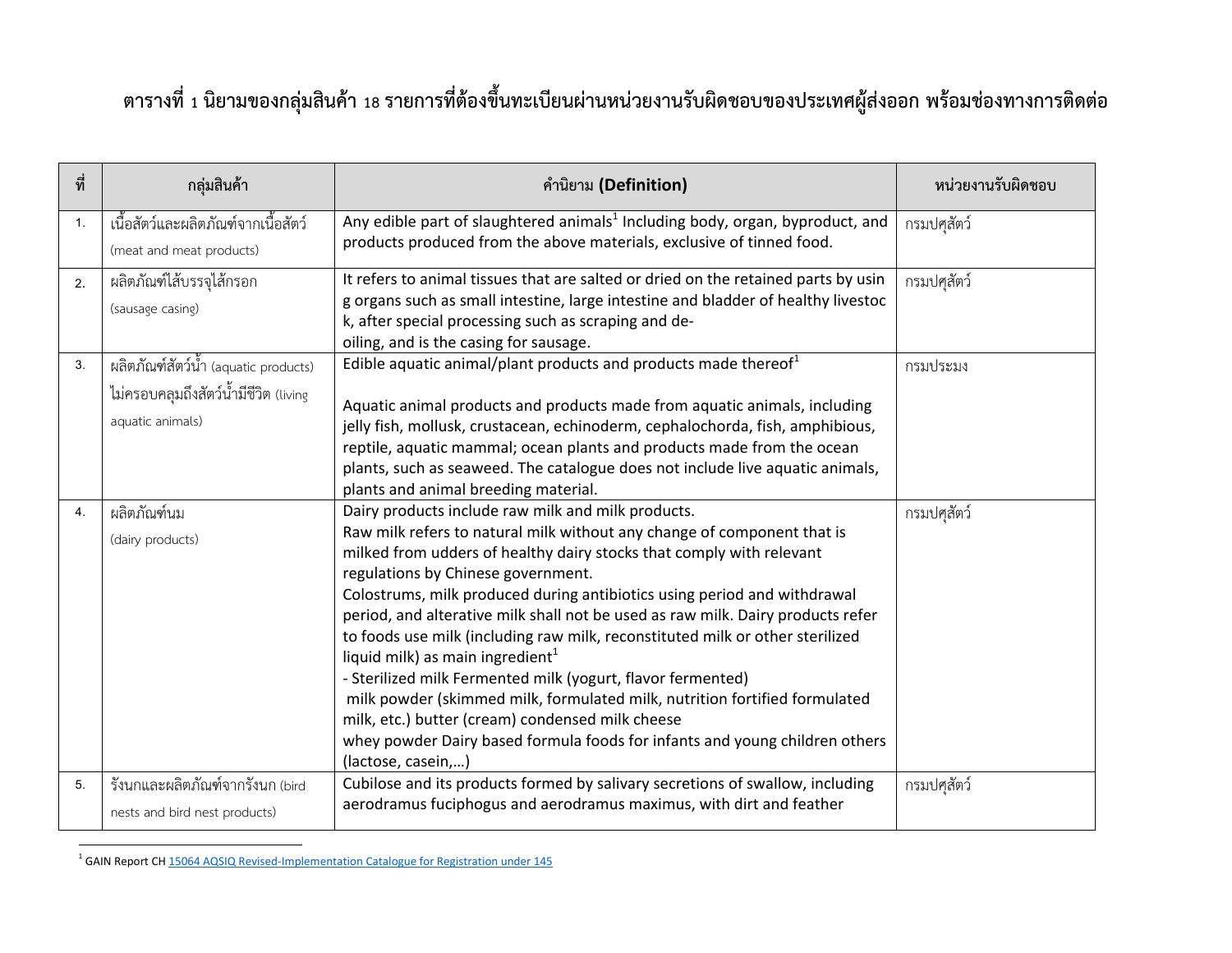**ตารางที่ 1 นิยามของกลุ่มสินค้า 18 รายการที่ต้องขึ้นทะเบียนผ่านหน่วยงานรับผิดชอบของประเทศผู้ส่งออก พร้อมช่องทางการติดต่อ**

| ที่ | กลุ่มสินค้า | คำนิยาม (Definition) | หน่วยงานรับผิดชอบ |
|---|---|---|---|
| 1. | เนื้อสัตว์และผลิตภัณฑ์จากเนื้อสัตว์ (meat and meat products) | Any edible part of slaughtered animals[1] Including body, organ, byproduct, and products produced from the above materials, exclusive of tinned food. | กรมปศุสัตว์ |
| 2. | ผลิตภัณฑ์ไส้บรรจุไส้กรอก (sausage casing) | It refers to animal tissues that are salted or dried on the retained parts by using organs such as small intestine, large intestine and bladder of healthy livestock, after special processing such as scraping and de-oiling, and is the casing for sausage. | กรมปศุสัตว์ |
| 3. | ผลิตภัณฑ์สัตว์น้ำ (aquatic products) ไม่ครอบคลุมถึงสัตว์น้ำมีชีวิต (living aquatic animals) | Edible aquatic animal/plant products and products made thereof[1]<br><br>Aquatic animal products and products made from aquatic animals, including jelly fish, mollusk, crustacean, echinoderm, cephalochorda, fish, amphibious, reptile, aquatic mammal; ocean plants and products made from the ocean plants, such as seaweed. The catalogue does not include live aquatic animals, plants and animal breeding material. | กรมประมง |
| 4. | ผลิตภัณฑ์นม (dairy products) | Dairy products include raw milk and milk products.<br>Raw milk refers to natural milk without any change of component that is milked from udders of healthy dairy stocks that comply with relevant regulations by Chinese government.<br>Colostrums, milk produced during antibiotics using period and withdrawal period, and alterative milk shall not be used as raw milk. Dairy products refer to foods use milk (including raw milk, reconstituted milk or other sterilized liquid milk) as main ingredient[1]<br>- Sterilized milk Fermented milk (yogurt, flavor fermented)<br>milk powder (skimmed milk, formulated milk, nutrition fortified formulated milk, etc.) butter (cream) condensed milk cheese<br>whey powder Dairy based formula foods for infants and young children others (lactose, casein,…) | กรมปศุสัตว์ |
| 5. | รังนกและผลิตภัณฑ์จากรังนก (bird nests and bird nest products) | Cubilose and its products formed by salivary secretions of swallow, including aerodramus fuciphogus and aerodramus maximus, with dirt and feather | กรมปศุสัตว์ |

[1] GAIN Report CH 15064 AQSIQ Revised-Implementation Catalogue for Registration under 145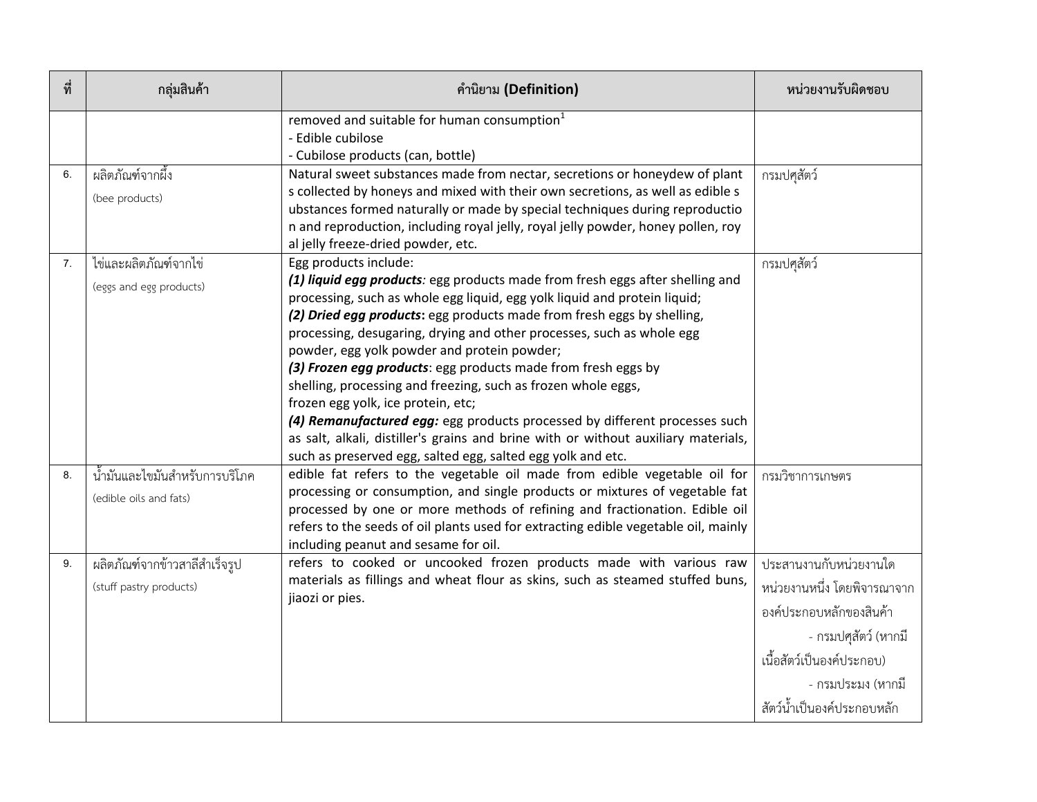| ที่ | กลุ่มสินค้า | คำนิยาม (Definition) | หน่วยงานรับผิดชอบ |
|---|---|---|---|
| | | removed and suitable for human consumption[1]<br>- Edible cubilose<br>- Cubilose products (can, bottle) | |
| 6. | ผลิตภัณฑ์จากผึ้ง<br>(bee products) | Natural sweet substances made from nectar, secretions or honeydew of plant s collected by honeys and mixed with their own secretions, as well as edible s ubstances formed naturally or made by special techniques during reproductio n and reproduction, including royal jelly, royal jelly powder, honey pollen, roy al jelly freeze-dried powder, etc. | กรมปศุสัตว์ |
| 7. | ไข่และผลิตภัณฑ์จากไข่<br>(eggs and egg products) | Egg products include:<br>***(1) liquid egg products:*** egg products made from fresh eggs after shelling and processing, such as whole egg liquid, egg yolk liquid and protein liquid;<br>***(2) Dried egg products*:** egg products made from fresh eggs by shelling, processing, desugaring, drying and other processes, such as whole egg powder, egg yolk powder and protein powder;<br>***(3) Frozen egg products***: egg products made from fresh eggs by shelling, processing and freezing, such as frozen whole eggs, frozen egg yolk, ice protein, etc;<br>***(4) Remanufactured egg:*** egg products processed by different processes such as salt, alkali, distiller's grains and brine with or without auxiliary materials, such as preserved egg, salted egg, salted egg yolk and etc. | กรมปศุสัตว์ |
| 8. | น้ำมันและไขมันสำหรับการบริโภค<br>(edible oils and fats) | edible fat refers to the vegetable oil made from edible vegetable oil for processing or consumption, and single products or mixtures of vegetable fat processed by one or more methods of refining and fractionation. Edible oil refers to the seeds of oil plants used for extracting edible vegetable oil, mainly including peanut and sesame for oil. | กรมวิชาการเกษตร |
| 9. | ผลิตภัณฑ์จากข้าวสาลีสำเร็จรูป<br>(stuff pastry products) | refers to cooked or uncooked frozen products made with various raw materials as fillings and wheat flour as skins, such as steamed stuffed buns, jiaozi or pies. | ประสานงานกับหน่วยงานใด หน่วยงานหนึ่ง โดยพิจารณาจากองค์ประกอบหลักของสินค้า<br>- กรมปศุสัตว์ (หากมีเนื้อสัตว์เป็นองค์ประกอบ)<br>- กรมประมง (หากมีสัตว์น้ำเป็นองค์ประกอบหลัก |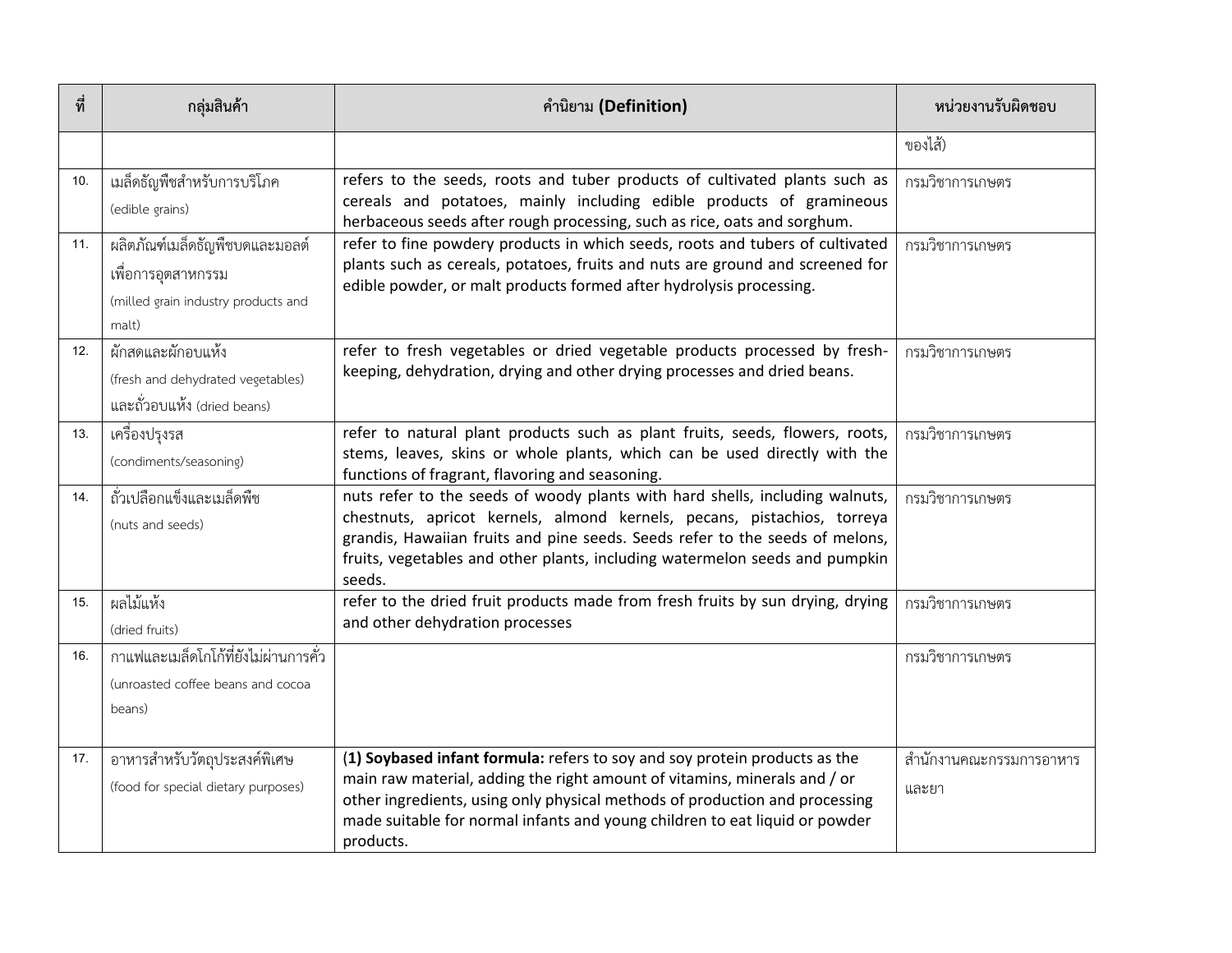| ที่ | กลุ่มสินค้า | คำนิยาม **(Definition)** | หน่วยงานรับผิดชอบ |
|---|---|---|---|
| | | | ของไส้) |
| 10. | เมล็ดธัญพืชสำหรับการบริโภค (edible grains) | refers to the seeds, roots and tuber products of cultivated plants such as cereals and potatoes, mainly including edible products of gramineous herbaceous seeds after rough processing, such as rice, oats and sorghum. | กรมวิชาการเกษตร |
| 11. | ผลิตภัณฑ์เมล็ดธัญพืชบดและมอลต์เพื่อการอุตสาหกรรม (milled grain industry products and malt) | refer to fine powdery products in which seeds, roots and tubers of cultivated plants such as cereals, potatoes, fruits and nuts are ground and screened for edible powder, or malt products formed after hydrolysis processing. | กรมวิชาการเกษตร |
| 12. | ผักสดและผักอบแห้ง (fresh and dehydrated vegetables) และถั่วอบแห้ง (dried beans) | refer to fresh vegetables or dried vegetable products processed by fresh-keeping, dehydration, drying and other drying processes and dried beans. | กรมวิชาการเกษตร |
| 13. | เครื่องปรุงรส (condiments/seasoning) | refer to natural plant products such as plant fruits, seeds, flowers, roots, stems, leaves, skins or whole plants, which can be used directly with the functions of fragrant, flavoring and seasoning. | กรมวิชาการเกษตร |
| 14. | ถั่วเปลือกแข็งและเมล็ดพืช (nuts and seeds) | nuts refer to the seeds of woody plants with hard shells, including walnuts, chestnuts, apricot kernels, almond kernels, pecans, pistachios, torreya grandis, Hawaiian fruits and pine seeds. Seeds refer to the seeds of melons, fruits, vegetables and other plants, including watermelon seeds and pumpkin seeds. | กรมวิชาการเกษตร |
| 15. | ผลไม้แห้ง (dried fruits) | refer to the dried fruit products made from fresh fruits by sun drying, drying and other dehydration processes | กรมวิชาการเกษตร |
| 16. | กาแฟและเมล็ดโกโก้ที่ยังไม่ผ่านการคั่ว (unroasted coffee beans and cocoa beans) | | กรมวิชาการเกษตร |
| 17. | อาหารสำหรับวัตถุประสงค์พิเศษ (food for special dietary purposes) | **(1) Soybased infant formula:** refers to soy and soy protein products as the main raw material, adding the right amount of vitamins, minerals and / or other ingredients, using only physical methods of production and processing made suitable for normal infants and young children to eat liquid or powder products. | สำนักงานคณะกรรมการอาหารและยา |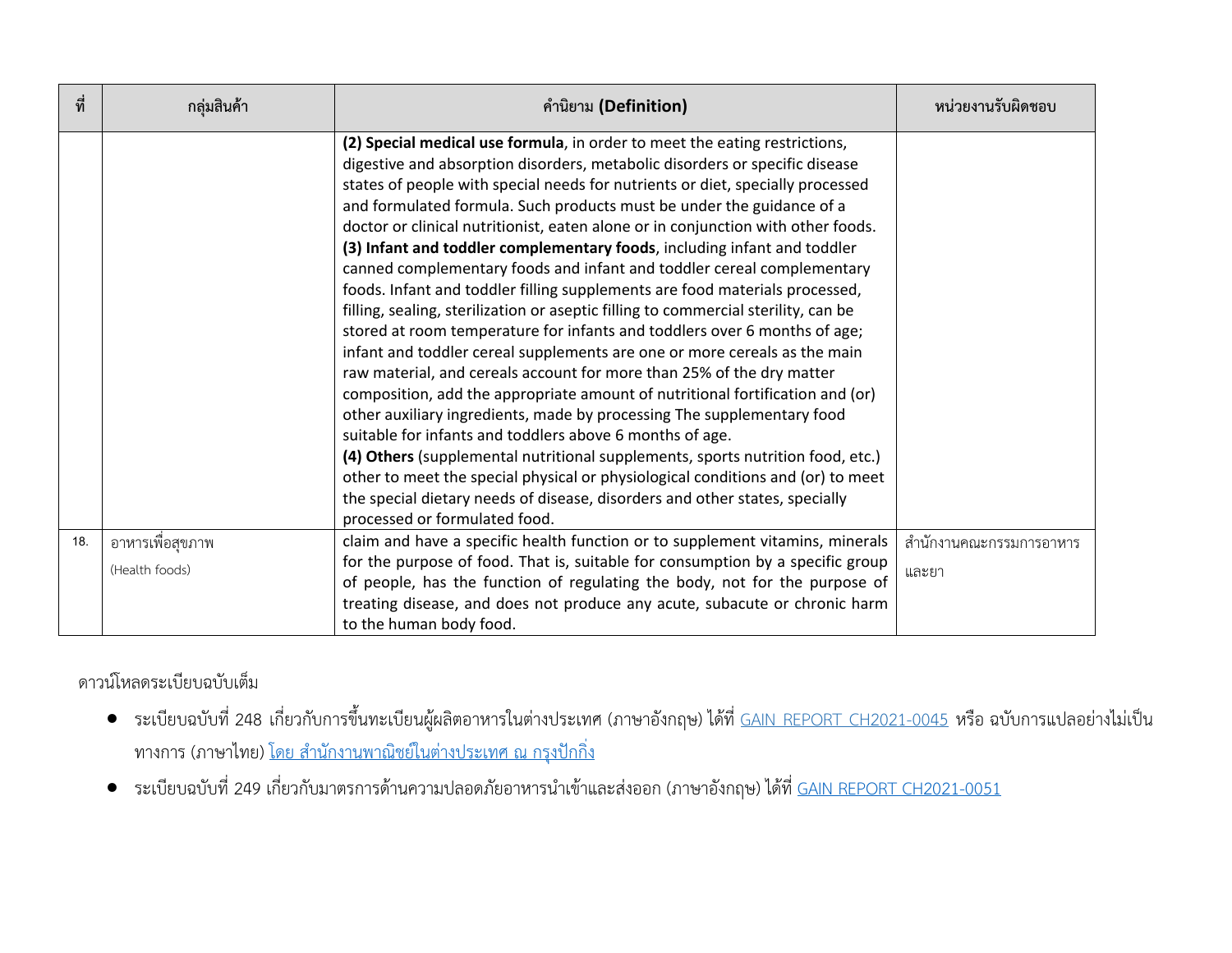| ที่ | กลุ่มสินค้า | คำนิยาม **(Definition)** | หน่วยงานรับผิดชอบ |
|---|---|---|---|
| | | **(2) Special medical use formula**, in order to meet the eating restrictions, digestive and absorption disorders, metabolic disorders or specific disease states of people with special needs for nutrients or diet, specially processed and formulated formula. Such products must be under the guidance of a doctor or clinical nutritionist, eaten alone or in conjunction with other foods.<br>**(3) Infant and toddler complementary foods**, including infant and toddler canned complementary foods and infant and toddler cereal complementary foods. Infant and toddler filling supplements are food materials processed, filling, sealing, sterilization or aseptic filling to commercial sterility, can be stored at room temperature for infants and toddlers over 6 months of age; infant and toddler cereal supplements are one or more cereals as the main raw material, and cereals account for more than 25% of the dry matter composition, add the appropriate amount of nutritional fortification and (or) other auxiliary ingredients, made by processing The supplementary food suitable for infants and toddlers above 6 months of age.<br>**(4) Others** (supplemental nutritional supplements, sports nutrition food, etc.) other to meet the special physical or physiological conditions and (or) to meet the special dietary needs of disease, disorders and other states, specially processed or formulated food. | |
| 18. | อาหารเพื่อสุขภาพ<br>(Health foods) | claim and have a specific health function or to supplement vitamins, minerals for the purpose of food. That is, suitable for consumption by a specific group of people, has the function of regulating the body, not for the purpose of treating disease, and does not produce any acute, subacute or chronic harm to the human body food. | สำนักงานคณะกรรมการอาหารและยา |

ดาวน์โหลดระเบียบฉบับเต็ม

- ระเบียบฉบับที่ 248 เกี่ยวกับการขึ้นทะเบียนผู้ผลิตอาหารในต่างประเทศ (ภาษาอังกฤษ) ได้ที่ GAIN REPORT CH2021-0045 หรือ ฉบับการแปลอย่างไม่เป็นทางการ (ภาษาไทย) โดย สำนักงานพาณิชย์ในต่างประเทศ ณ กรุงปักกิ่ง
- ระเบียบฉบับที่ 249 เกี่ยวกับมาตรการด้านความปลอดภัยอาหารนำเข้าและส่งออก (ภาษาอังกฤษ) ได้ที่ GAIN REPORT CH2021-0051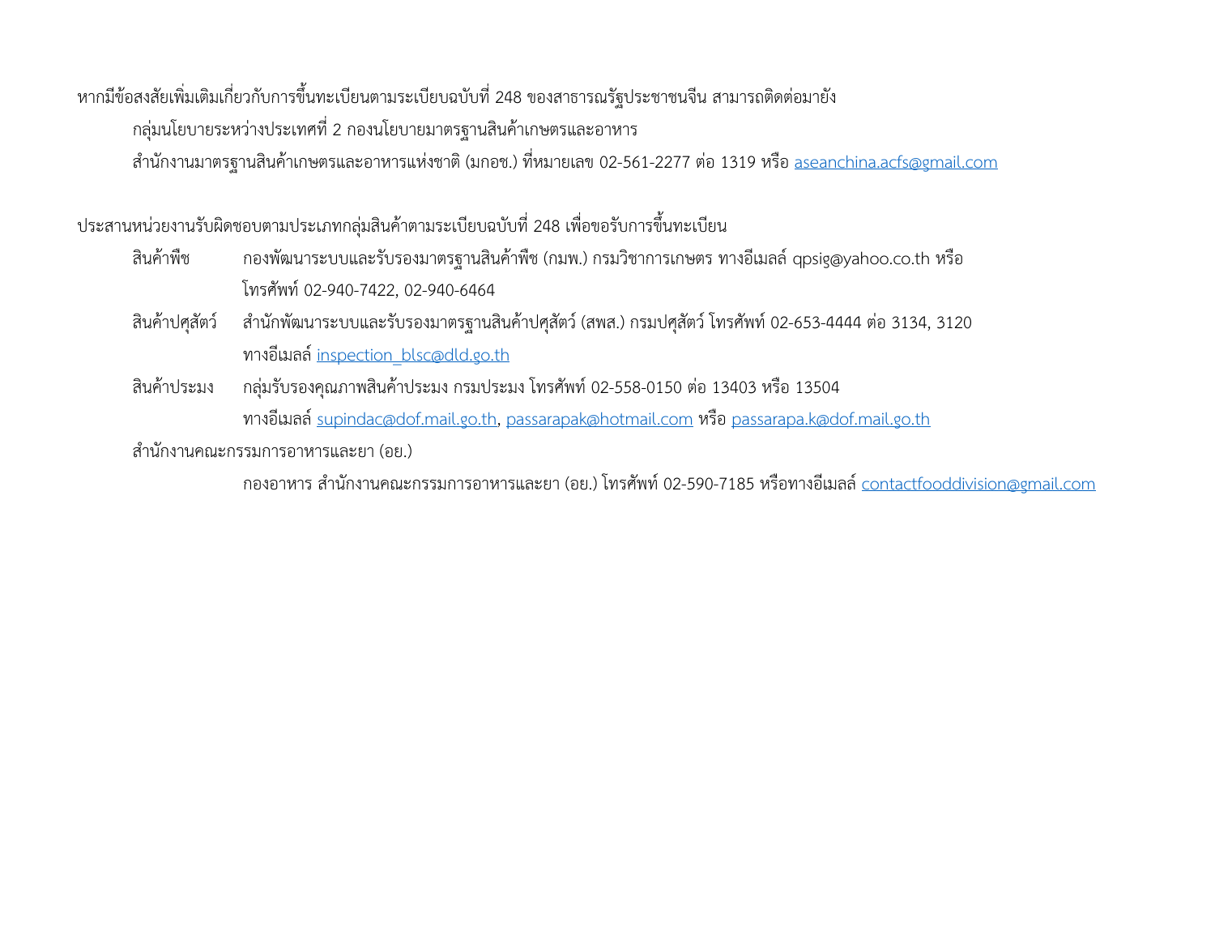หากมีข้อสงสัยเพิ่มเติมเกี่ยวกับการขึ้นทะเบียนตามระเบียบฉบับที่ 248 ของสาธารณรัฐประชาชนจีน สามารถติดต่อมายัง

กลุ่มนโยบายระหว่างประเทศที่ 2 กองนโยบายมาตรฐานสินค้าเกษตรและอาหาร

สำนักงานมาตรฐานสินค้าเกษตรและอาหารแห่งชาติ (มกอช.) ที่หมายเลข 02-561-2277 ต่อ 1319 หรือ aseanchina.acfs@gmail.com

ประสานหน่วยงานรับผิดชอบตามประเภทกลุ่มสินค้าตามระเบียบฉบับที่ 248 เพื่อขอรับการขึ้นทะเบียน

| | |
|---|---|
| สินค้าพืช | กองพัฒนาระบบและรับรองมาตรฐานสินค้าพืช (กมพ.) กรมวิชาการเกษตร ทางอีเมลล์ qpsig@yahoo.co.th หรือ โทรศัพท์ 02-940-7422, 02-940-6464 |
| สินค้าปศุสัตว์ | สำนักพัฒนาระบบและรับรองมาตรฐานสินค้าปศุสัตว์ (สพส.) กรมปศุสัตว์ โทรศัพท์ 02-653-4444 ต่อ 3134, 3120 ทางอีเมลล์ inspection_blsc@dld.go.th |
| สินค้าประมง | กลุ่มรับรองคุณภาพสินค้าประมง กรมประมง โทรศัพท์ 02-558-0150 ต่อ 13403 หรือ 13504 ทางอีเมลล์ supindac@dof.mail.go.th, passarapak@hotmail.com หรือ passarapa.k@dof.mail.go.th |

สำนักงานคณะกรรมการอาหารและยา (อย.)

กองอาหาร สำนักงานคณะกรรมการอาหารและยา (อย.) โทรศัพท์ 02-590-7185 หรือทางอีเมลล์ contactfooddivision@gmail.com